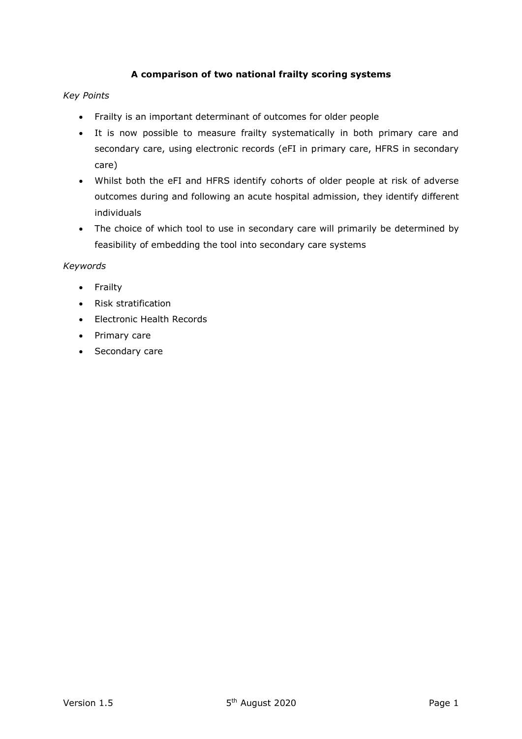**A comparison of two national frailty scoring systems**

*Key Points*

- Frailty is an important determinant of outcomes for older people
- It is now possible to measure frailty systematically in both primary care and secondary care, using electronic records (eFI in primary care, HFRS in secondary care)
- Whilst both the eFI and HFRS identify cohorts of older people at risk of adverse outcomes during and following an acute hospital admission, they identify different individuals
- The choice of which tool to use in secondary care will primarily be determined by feasibility of embedding the tool into secondary care systems

*Keywords*

- Frailty
- Risk stratification
- Electronic Health Records
- Primary care
- Secondary care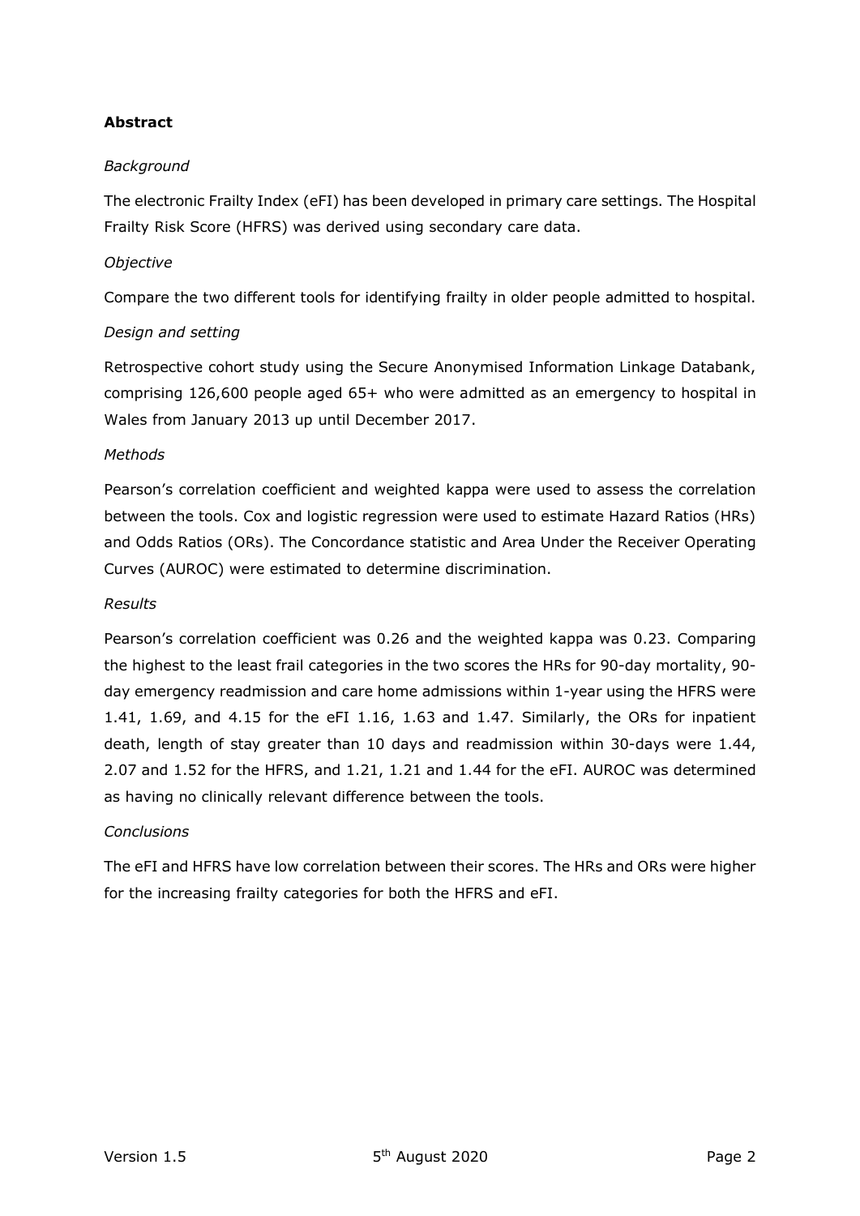## Abstract

*Background*

The electronic Frailty Index (eFI) has been developed in primary care settings. The Hospital Frailty Risk Score (HFRS) was derived using secondary care data.

*Objective*

Compare the two different tools for identifying frailty in older people admitted to hospital.

*Design and setting*

Retrospective cohort study using the Secure Anonymised Information Linkage Databank, comprising 126,600 people aged 65+ who were admitted as an emergency to hospital in Wales from January 2013 up until December 2017.

*Methods*

Pearson's correlation coefficient and weighted kappa were used to assess the correlation between the tools. Cox and logistic regression were used to estimate Hazard Ratios (HRs) and Odds Ratios (ORs). The Concordance statistic and Area Under the Receiver Operating Curves (AUROC) were estimated to determine discrimination.

*Results*

Pearson's correlation coefficient was 0.26 and the weighted kappa was 0.23. Comparing the highest to the least frail categories in the two scores the HRs for 90-day mortality, 90-day emergency readmission and care home admissions within 1-year using the HFRS were 1.41, 1.69, and 4.15 for the eFI 1.16, 1.63 and 1.47. Similarly, the ORs for inpatient death, length of stay greater than 10 days and readmission within 30-days were 1.44, 2.07 and 1.52 for the HFRS, and 1.21, 1.21 and 1.44 for the eFI. AUROC was determined as having no clinically relevant difference between the tools.

*Conclusions*

The eFI and HFRS have low correlation between their scores. The HRs and ORs were higher for the increasing frailty categories for both the HFRS and eFI.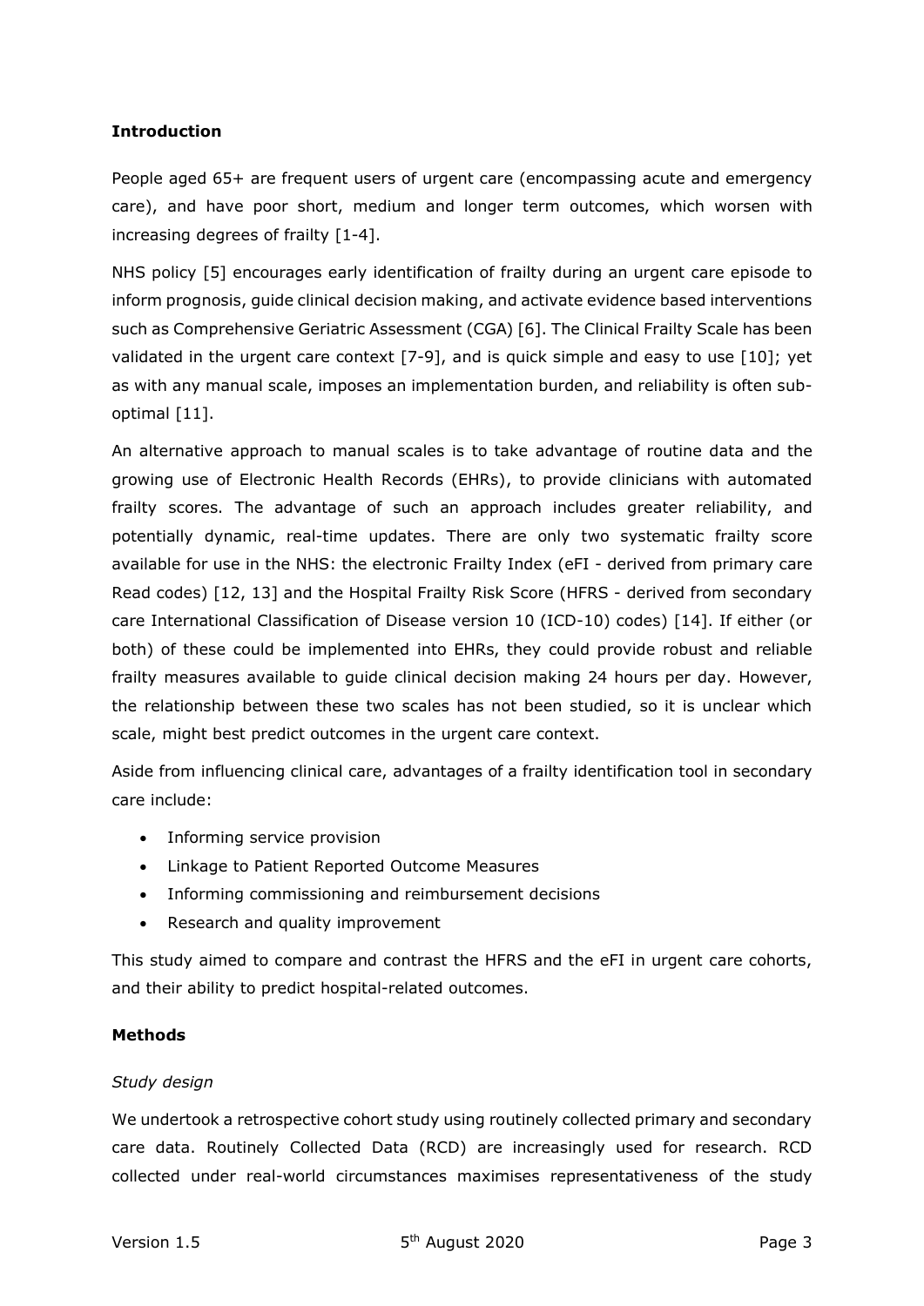**Introduction**

People aged 65+ are frequent users of urgent care (encompassing acute and emergency care), and have poor short, medium and longer term outcomes, which worsen with increasing degrees of frailty [1-4].

NHS policy [5] encourages early identification of frailty during an urgent care episode to inform prognosis, guide clinical decision making, and activate evidence based interventions such as Comprehensive Geriatric Assessment (CGA) [6]. The Clinical Frailty Scale has been validated in the urgent care context [7-9], and is quick simple and easy to use [10]; yet as with any manual scale, imposes an implementation burden, and reliability is often sub-optimal [11].

An alternative approach to manual scales is to take advantage of routine data and the growing use of Electronic Health Records (EHRs), to provide clinicians with automated frailty scores. The advantage of such an approach includes greater reliability, and potentially dynamic, real-time updates. There are only two systematic frailty score available for use in the NHS: the electronic Frailty Index (eFI - derived from primary care Read codes) [12, 13] and the Hospital Frailty Risk Score (HFRS - derived from secondary care International Classification of Disease version 10 (ICD-10) codes) [14]. If either (or both) of these could be implemented into EHRs, they could provide robust and reliable frailty measures available to guide clinical decision making 24 hours per day. However, the relationship between these two scales has not been studied, so it is unclear which scale, might best predict outcomes in the urgent care context.

Aside from influencing clinical care, advantages of a frailty identification tool in secondary care include:

- Informing service provision
- Linkage to Patient Reported Outcome Measures
- Informing commissioning and reimbursement decisions
- Research and quality improvement

This study aimed to compare and contrast the HFRS and the eFI in urgent care cohorts, and their ability to predict hospital-related outcomes.

**Methods**

*Study design*

We undertook a retrospective cohort study using routinely collected primary and secondary care data. Routinely Collected Data (RCD) are increasingly used for research. RCD collected under real-world circumstances maximises representativeness of the study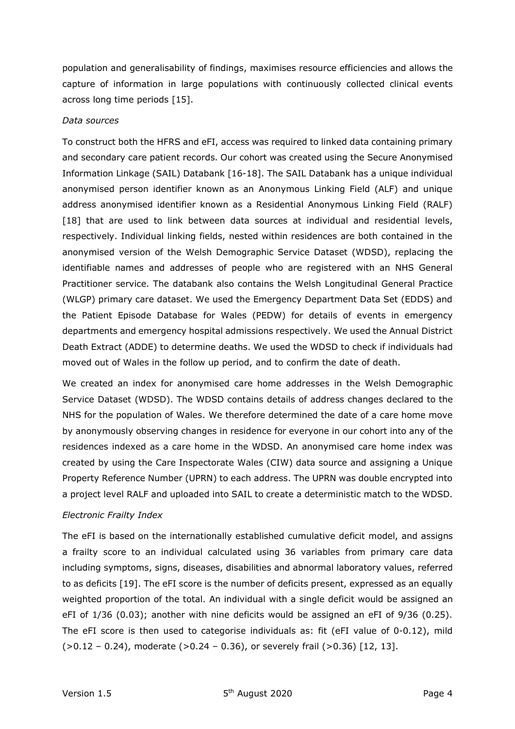population and generalisability of findings, maximises resource efficiencies and allows the capture of information in large populations with continuously collected clinical events across long time periods [15].

*Data sources*

To construct both the HFRS and eFI, access was required to linked data containing primary and secondary care patient records. Our cohort was created using the Secure Anonymised Information Linkage (SAIL) Databank [16-18]. The SAIL Databank has a unique individual anonymised person identifier known as an Anonymous Linking Field (ALF) and unique address anonymised identifier known as a Residential Anonymous Linking Field (RALF) [18] that are used to link between data sources at individual and residential levels, respectively. Individual linking fields, nested within residences are both contained in the anonymised version of the Welsh Demographic Service Dataset (WDSD), replacing the identifiable names and addresses of people who are registered with an NHS General Practitioner service. The databank also contains the Welsh Longitudinal General Practice (WLGP) primary care dataset. We used the Emergency Department Data Set (EDDS) and the Patient Episode Database for Wales (PEDW) for details of events in emergency departments and emergency hospital admissions respectively. We used the Annual District Death Extract (ADDE) to determine deaths. We used the WDSD to check if individuals had moved out of Wales in the follow up period, and to confirm the date of death.

We created an index for anonymised care home addresses in the Welsh Demographic Service Dataset (WDSD). The WDSD contains details of address changes declared to the NHS for the population of Wales. We therefore determined the date of a care home move by anonymously observing changes in residence for everyone in our cohort into any of the residences indexed as a care home in the WDSD. An anonymised care home index was created by using the Care Inspectorate Wales (CIW) data source and assigning a Unique Property Reference Number (UPRN) to each address. The UPRN was double encrypted into a project level RALF and uploaded into SAIL to create a deterministic match to the WDSD.

*Electronic Frailty Index*

The eFI is based on the internationally established cumulative deficit model, and assigns a frailty score to an individual calculated using 36 variables from primary care data including symptoms, signs, diseases, disabilities and abnormal laboratory values, referred to as deficits [19]. The eFI score is the number of deficits present, expressed as an equally weighted proportion of the total. An individual with a single deficit would be assigned an eFI of 1/36 (0.03); another with nine deficits would be assigned an eFI of 9/36 (0.25). The eFI score is then used to categorise individuals as: fit (eFI value of 0-0.12), mild (>0.12 – 0.24), moderate (>0.24 – 0.36), or severely frail (>0.36) [12, 13].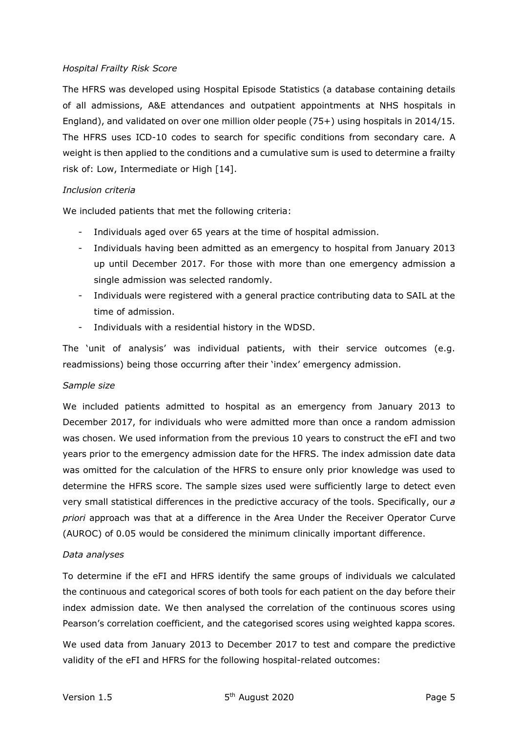*Hospital Frailty Risk Score*

The HFRS was developed using Hospital Episode Statistics (a database containing details of all admissions, A&E attendances and outpatient appointments at NHS hospitals in England), and validated on over one million older people (75+) using hospitals in 2014/15. The HFRS uses ICD-10 codes to search for specific conditions from secondary care. A weight is then applied to the conditions and a cumulative sum is used to determine a frailty risk of: Low, Intermediate or High [14].

*Inclusion criteria*

We included patients that met the following criteria:

- Individuals aged over 65 years at the time of hospital admission.
- Individuals having been admitted as an emergency to hospital from January 2013 up until December 2017. For those with more than one emergency admission a single admission was selected randomly.
- Individuals were registered with a general practice contributing data to SAIL at the time of admission.
- Individuals with a residential history in the WDSD.

The 'unit of analysis' was individual patients, with their service outcomes (e.g. readmissions) being those occurring after their 'index' emergency admission.

*Sample size*

We included patients admitted to hospital as an emergency from January 2013 to December 2017, for individuals who were admitted more than once a random admission was chosen. We used information from the previous 10 years to construct the eFI and two years prior to the emergency admission date for the HFRS. The index admission date data was omitted for the calculation of the HFRS to ensure only prior knowledge was used to determine the HFRS score. The sample sizes used were sufficiently large to detect even very small statistical differences in the predictive accuracy of the tools. Specifically, our *a priori* approach was that at a difference in the Area Under the Receiver Operator Curve (AUROC) of 0.05 would be considered the minimum clinically important difference.

*Data analyses*

To determine if the eFI and HFRS identify the same groups of individuals we calculated the continuous and categorical scores of both tools for each patient on the day before their index admission date. We then analysed the correlation of the continuous scores using Pearson's correlation coefficient, and the categorised scores using weighted kappa scores.

We used data from January 2013 to December 2017 to test and compare the predictive validity of the eFI and HFRS for the following hospital-related outcomes: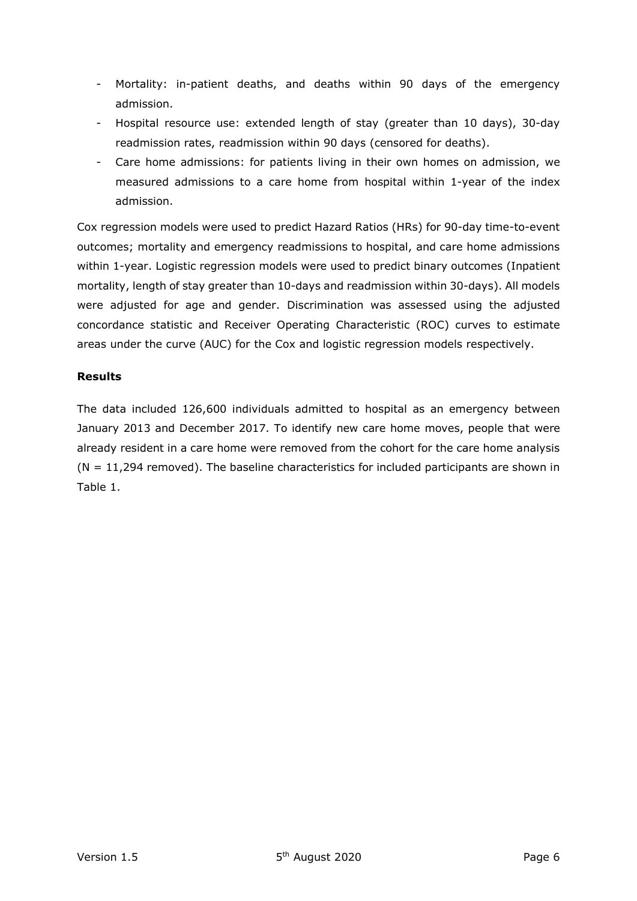- Mortality: in-patient deaths, and deaths within 90 days of the emergency admission.
- Hospital resource use: extended length of stay (greater than 10 days), 30-day readmission rates, readmission within 90 days (censored for deaths).
- Care home admissions: for patients living in their own homes on admission, we measured admissions to a care home from hospital within 1-year of the index admission.

Cox regression models were used to predict Hazard Ratios (HRs) for 90-day time-to-event outcomes; mortality and emergency readmissions to hospital, and care home admissions within 1-year. Logistic regression models were used to predict binary outcomes (Inpatient mortality, length of stay greater than 10-days and readmission within 30-days). All models were adjusted for age and gender. Discrimination was assessed using the adjusted concordance statistic and Receiver Operating Characteristic (ROC) curves to estimate areas under the curve (AUC) for the Cox and logistic regression models respectively.

**Results**

The data included 126,600 individuals admitted to hospital as an emergency between January 2013 and December 2017. To identify new care home moves, people that were already resident in a care home were removed from the cohort for the care home analysis (N = 11,294 removed). The baseline characteristics for included participants are shown in Table 1.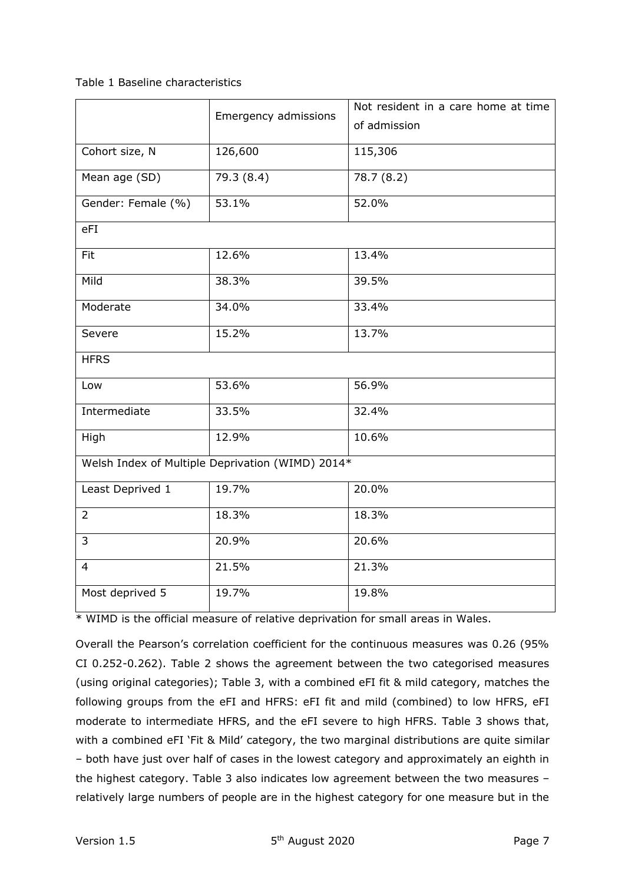Table 1 Baseline characteristics

| | Emergency admissions | Not resident in a care home at time of admission |
|---|---|---|
| Cohort size, N | 126,600 | 115,306 |
| Mean age (SD) | 79.3 (8.4) | 78.7 (8.2) |
| Gender: Female (%) | 53.1% | 52.0% |
| eFI | | |
| Fit | 12.6% | 13.4% |
| Mild | 38.3% | 39.5% |
| Moderate | 34.0% | 33.4% |
| Severe | 15.2% | 13.7% |
| HFRS | | |
| Low | 53.6% | 56.9% |
| Intermediate | 33.5% | 32.4% |
| High | 12.9% | 10.6% |
| Welsh Index of Multiple Deprivation (WIMD) 2014* | | |
| Least Deprived 1 | 19.7% | 20.0% |
| 2 | 18.3% | 18.3% |
| 3 | 20.9% | 20.6% |
| 4 | 21.5% | 21.3% |
| Most deprived 5 | 19.7% | 19.8% |

* WIMD is the official measure of relative deprivation for small areas in Wales.

Overall the Pearson's correlation coefficient for the continuous measures was 0.26 (95% CI 0.252-0.262). Table 2 shows the agreement between the two categorised measures (using original categories); Table 3, with a combined eFI fit & mild category, matches the following groups from the eFI and HFRS: eFI fit and mild (combined) to low HFRS, eFI moderate to intermediate HFRS, and the eFI severe to high HFRS. Table 3 shows that, with a combined eFI 'Fit & Mild' category, the two marginal distributions are quite similar – both have just over half of cases in the lowest category and approximately an eighth in the highest category. Table 3 also indicates low agreement between the two measures – relatively large numbers of people are in the highest category for one measure but in the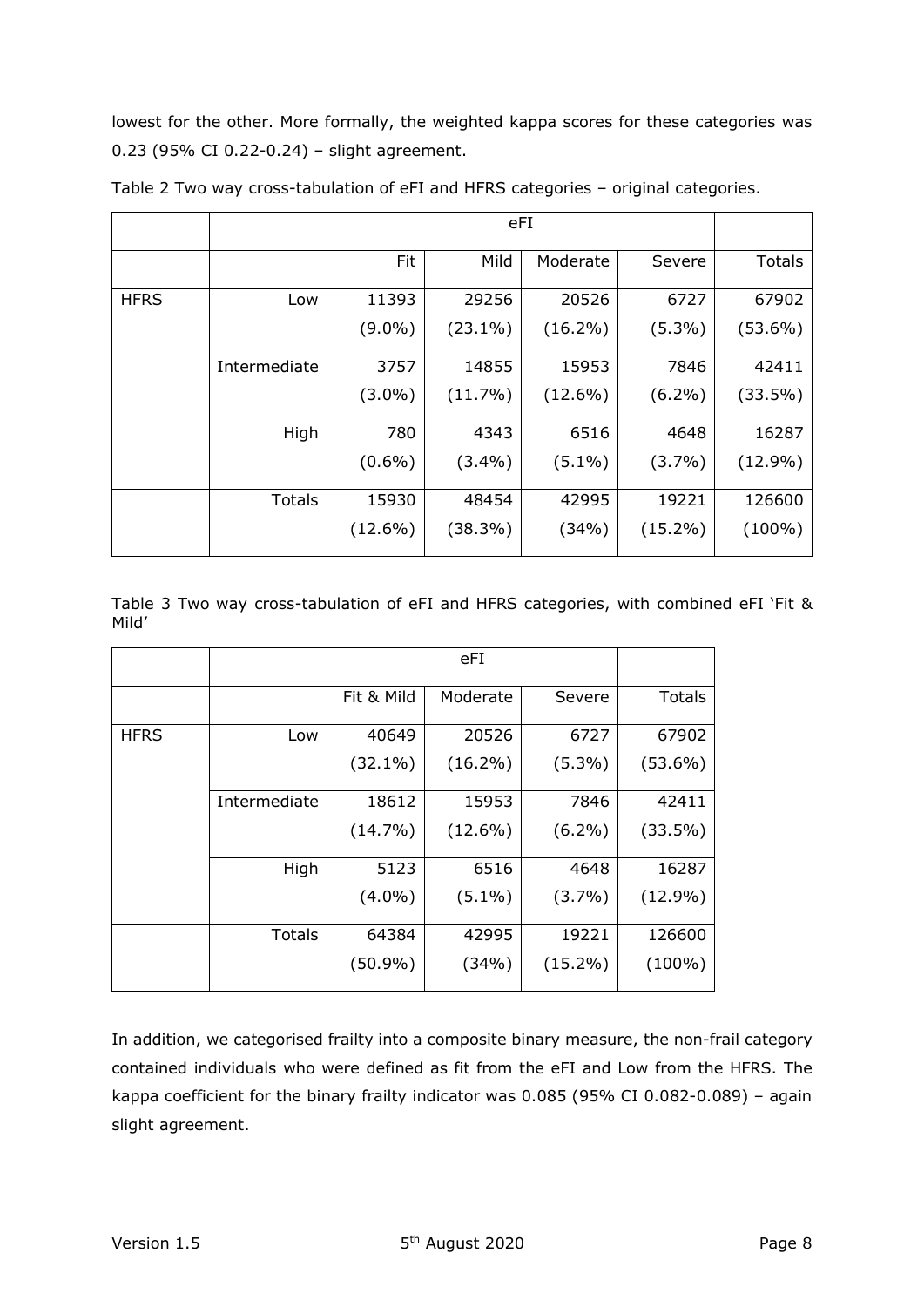lowest for the other. More formally, the weighted kappa scores for these categories was 0.23 (95% CI 0.22-0.24) – slight agreement.

Table 2 Two way cross-tabulation of eFI and HFRS categories – original categories.

| | | eFI | | | | |
|---|---|---|---|---|---|---|
| | | Fit | Mild | Moderate | Severe | Totals |
| HFRS | Low | 11393 (9.0%) | 29256 (23.1%) | 20526 (16.2%) | 6727 (5.3%) | 67902 (53.6%) |
| | Intermediate | 3757 (3.0%) | 14855 (11.7%) | 15953 (12.6%) | 7846 (6.2%) | 42411 (33.5%) |
| | High | 780 (0.6%) | 4343 (3.4%) | 6516 (5.1%) | 4648 (3.7%) | 16287 (12.9%) |
| | Totals | 15930 (12.6%) | 48454 (38.3%) | 42995 (34%) | 19221 (15.2%) | 126600 (100%) |

Table 3 Two way cross-tabulation of eFI and HFRS categories, with combined eFI 'Fit & Mild'

| | | eFI | | | |
|---|---|---|---|---|---|
| | | Fit & Mild | Moderate | Severe | Totals |
| HFRS | Low | 40649 (32.1%) | 20526 (16.2%) | 6727 (5.3%) | 67902 (53.6%) |
| | Intermediate | 18612 (14.7%) | 15953 (12.6%) | 7846 (6.2%) | 42411 (33.5%) |
| | High | 5123 (4.0%) | 6516 (5.1%) | 4648 (3.7%) | 16287 (12.9%) |
| | Totals | 64384 (50.9%) | 42995 (34%) | 19221 (15.2%) | 126600 (100%) |

In addition, we categorised frailty into a composite binary measure, the non-frail category contained individuals who were defined as fit from the eFI and Low from the HFRS. The kappa coefficient for the binary frailty indicator was 0.085 (95% CI 0.082-0.089) – again slight agreement.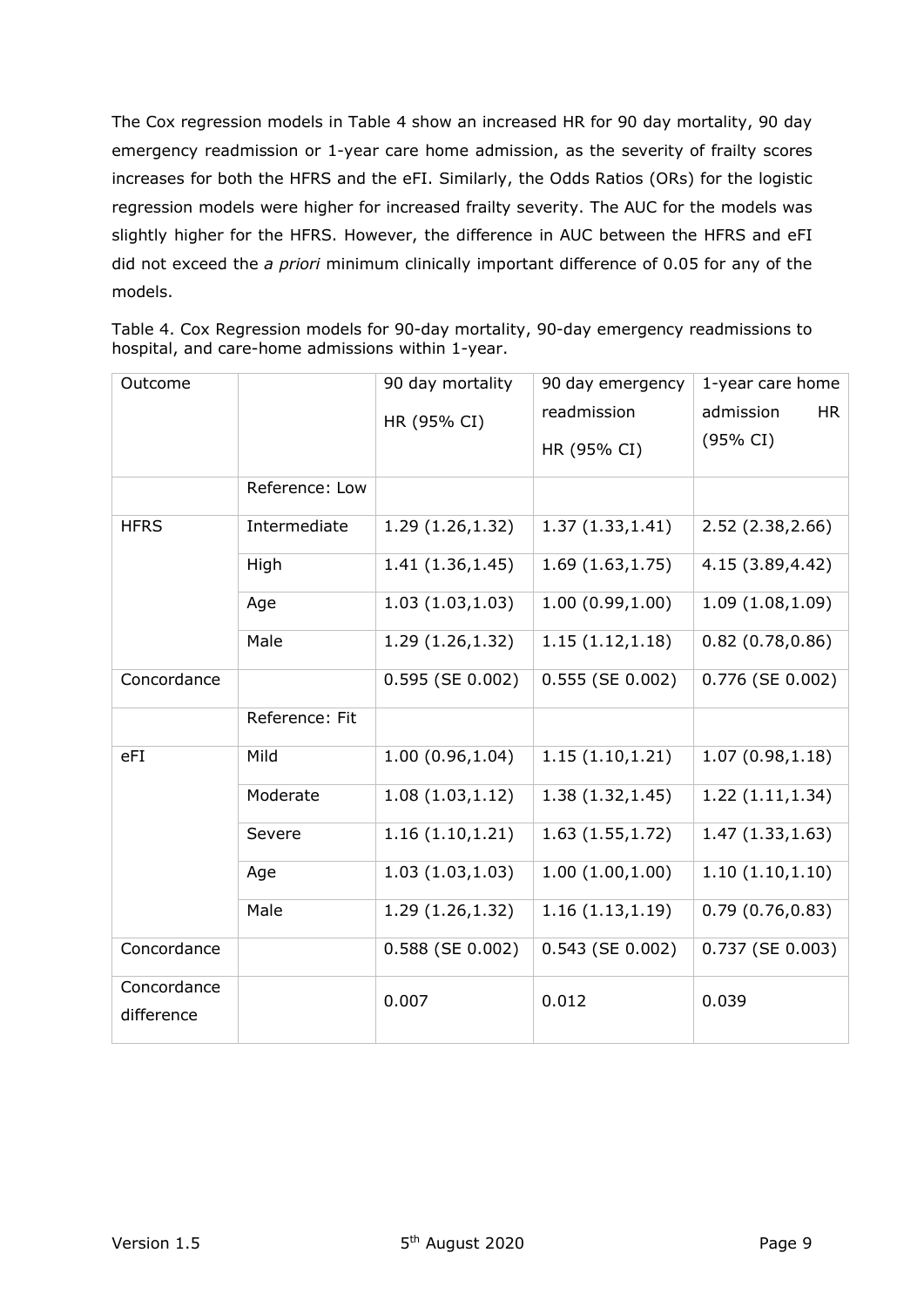The Cox regression models in Table 4 show an increased HR for 90 day mortality, 90 day emergency readmission or 1-year care home admission, as the severity of frailty scores increases for both the HFRS and the eFI. Similarly, the Odds Ratios (ORs) for the logistic regression models were higher for increased frailty severity. The AUC for the models was slightly higher for the HFRS. However, the difference in AUC between the HFRS and eFI did not exceed the *a priori* minimum clinically important difference of 0.05 for any of the models.

Table 4. Cox Regression models for 90-day mortality, 90-day emergency readmissions to hospital, and care-home admissions within 1-year.

| Outcome | | 90 day mortality HR (95% CI) | 90 day emergency readmission HR (95% CI) | 1-year care home admission HR (95% CI) |
|---|---|---|---|---|
| | Reference: Low | | | |
| HFRS | Intermediate | 1.29 (1.26,1.32) | 1.37 (1.33,1.41) | 2.52 (2.38,2.66) |
| | High | 1.41 (1.36,1.45) | 1.69 (1.63,1.75) | 4.15 (3.89,4.42) |
| | Age | 1.03 (1.03,1.03) | 1.00 (0.99,1.00) | 1.09 (1.08,1.09) |
| | Male | 1.29 (1.26,1.32) | 1.15 (1.12,1.18) | 0.82 (0.78,0.86) |
| Concordance | | 0.595 (SE 0.002) | 0.555 (SE 0.002) | 0.776 (SE 0.002) |
| | Reference: Fit | | | |
| eFI | Mild | 1.00 (0.96,1.04) | 1.15 (1.10,1.21) | 1.07 (0.98,1.18) |
| | Moderate | 1.08 (1.03,1.12) | 1.38 (1.32,1.45) | 1.22 (1.11,1.34) |
| | Severe | 1.16 (1.10,1.21) | 1.63 (1.55,1.72) | 1.47 (1.33,1.63) |
| | Age | 1.03 (1.03,1.03) | 1.00 (1.00,1.00) | 1.10 (1.10,1.10) |
| | Male | 1.29 (1.26,1.32) | 1.16 (1.13,1.19) | 0.79 (0.76,0.83) |
| Concordance | | 0.588 (SE 0.002) | 0.543 (SE 0.002) | 0.737 (SE 0.003) |
| Concordance difference | | 0.007 | 0.012 | 0.039 |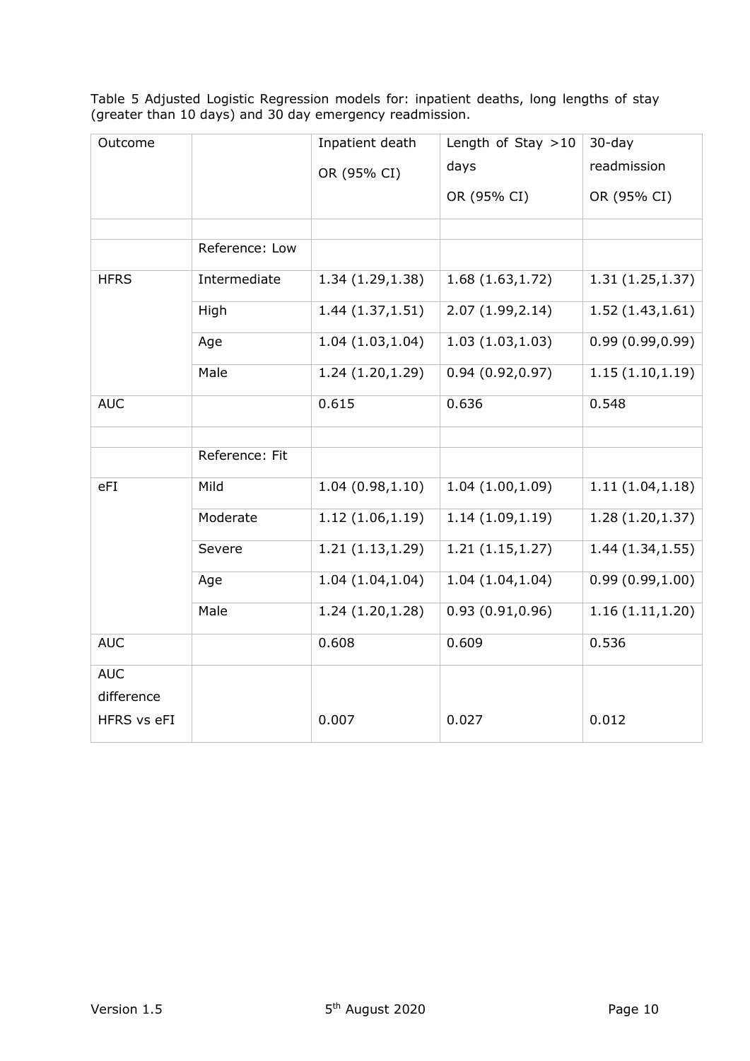Table 5 Adjusted Logistic Regression models for: inpatient deaths, long lengths of stay (greater than 10 days) and 30 day emergency readmission.

| Outcome | | Inpatient death OR (95% CI) | Length of Stay >10 days OR (95% CI) | 30-day readmission OR (95% CI) |
|---|---|---|---|---|
| | | | | |
| | Reference: Low | | | |
| HFRS | Intermediate | 1.34 (1.29,1.38) | 1.68 (1.63,1.72) | 1.31 (1.25,1.37) |
| | High | 1.44 (1.37,1.51) | 2.07 (1.99,2.14) | 1.52 (1.43,1.61) |
| | Age | 1.04 (1.03,1.04) | 1.03 (1.03,1.03) | 0.99 (0.99,0.99) |
| | Male | 1.24 (1.20,1.29) | 0.94 (0.92,0.97) | 1.15 (1.10,1.19) |
| AUC | | 0.615 | 0.636 | 0.548 |
| | | | | |
| | Reference: Fit | | | |
| eFI | Mild | 1.04 (0.98,1.10) | 1.04 (1.00,1.09) | 1.11 (1.04,1.18) |
| | Moderate | 1.12 (1.06,1.19) | 1.14 (1.09,1.19) | 1.28 (1.20,1.37) |
| | Severe | 1.21 (1.13,1.29) | 1.21 (1.15,1.27) | 1.44 (1.34,1.55) |
| | Age | 1.04 (1.04,1.04) | 1.04 (1.04,1.04) | 0.99 (0.99,1.00) |
| | Male | 1.24 (1.20,1.28) | 0.93 (0.91,0.96) | 1.16 (1.11,1.20) |
| AUC | | 0.608 | 0.609 | 0.536 |
| AUC difference HFRS vs eFI | | 0.007 | 0.027 | 0.012 |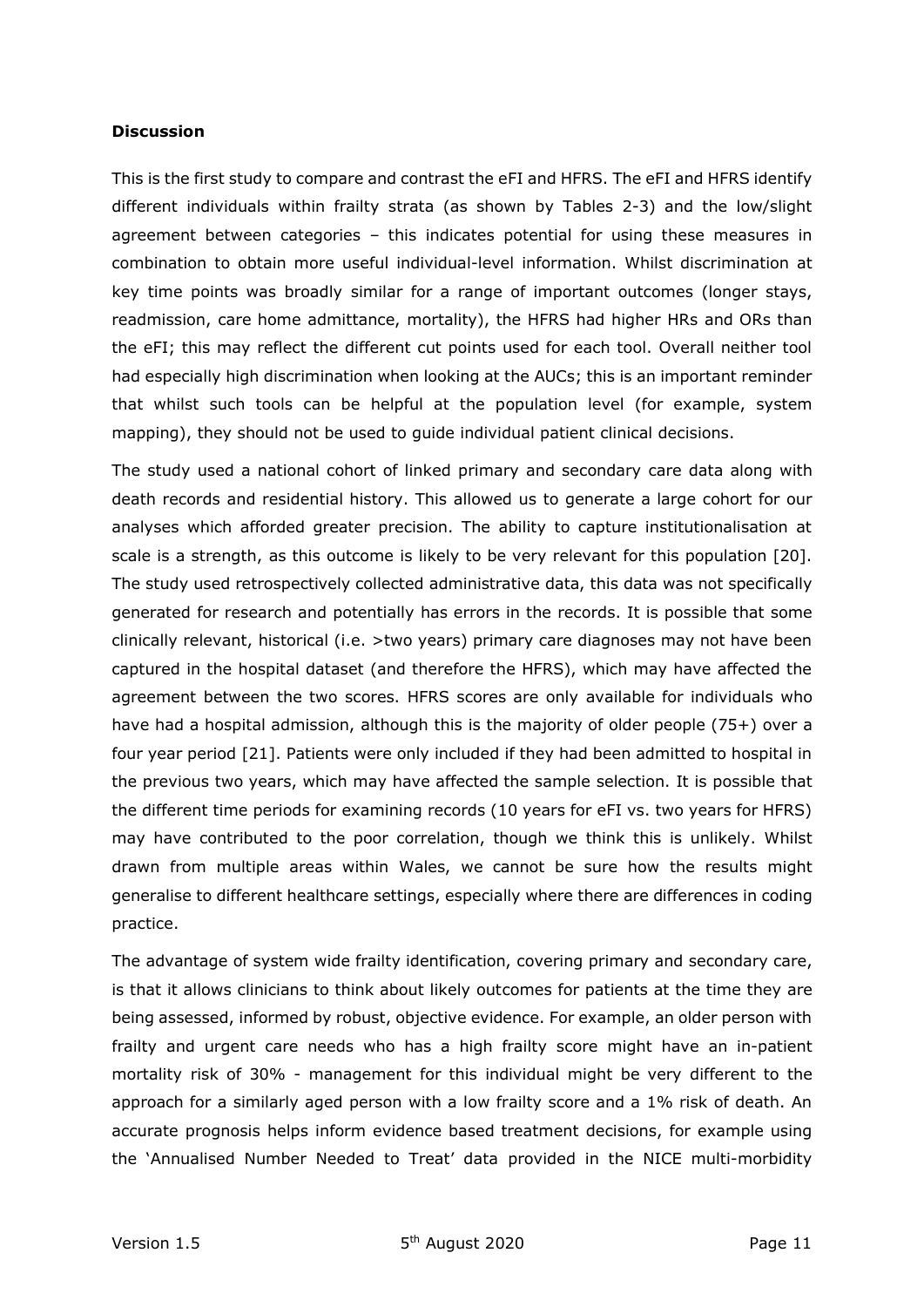**Discussion**

This is the first study to compare and contrast the eFI and HFRS. The eFI and HFRS identify different individuals within frailty strata (as shown by Tables 2-3) and the low/slight agreement between categories – this indicates potential for using these measures in combination to obtain more useful individual-level information. Whilst discrimination at key time points was broadly similar for a range of important outcomes (longer stays, readmission, care home admittance, mortality), the HFRS had higher HRs and ORs than the eFI; this may reflect the different cut points used for each tool. Overall neither tool had especially high discrimination when looking at the AUCs; this is an important reminder that whilst such tools can be helpful at the population level (for example, system mapping), they should not be used to guide individual patient clinical decisions.

The study used a national cohort of linked primary and secondary care data along with death records and residential history. This allowed us to generate a large cohort for our analyses which afforded greater precision. The ability to capture institutionalisation at scale is a strength, as this outcome is likely to be very relevant for this population [20]. The study used retrospectively collected administrative data, this data was not specifically generated for research and potentially has errors in the records. It is possible that some clinically relevant, historical (i.e. >two years) primary care diagnoses may not have been captured in the hospital dataset (and therefore the HFRS), which may have affected the agreement between the two scores. HFRS scores are only available for individuals who have had a hospital admission, although this is the majority of older people (75+) over a four year period [21]. Patients were only included if they had been admitted to hospital in the previous two years, which may have affected the sample selection. It is possible that the different time periods for examining records (10 years for eFI vs. two years for HFRS) may have contributed to the poor correlation, though we think this is unlikely. Whilst drawn from multiple areas within Wales, we cannot be sure how the results might generalise to different healthcare settings, especially where there are differences in coding practice.

The advantage of system wide frailty identification, covering primary and secondary care, is that it allows clinicians to think about likely outcomes for patients at the time they are being assessed, informed by robust, objective evidence. For example, an older person with frailty and urgent care needs who has a high frailty score might have an in-patient mortality risk of 30% - management for this individual might be very different to the approach for a similarly aged person with a low frailty score and a 1% risk of death. An accurate prognosis helps inform evidence based treatment decisions, for example using the 'Annualised Number Needed to Treat' data provided in the NICE multi-morbidity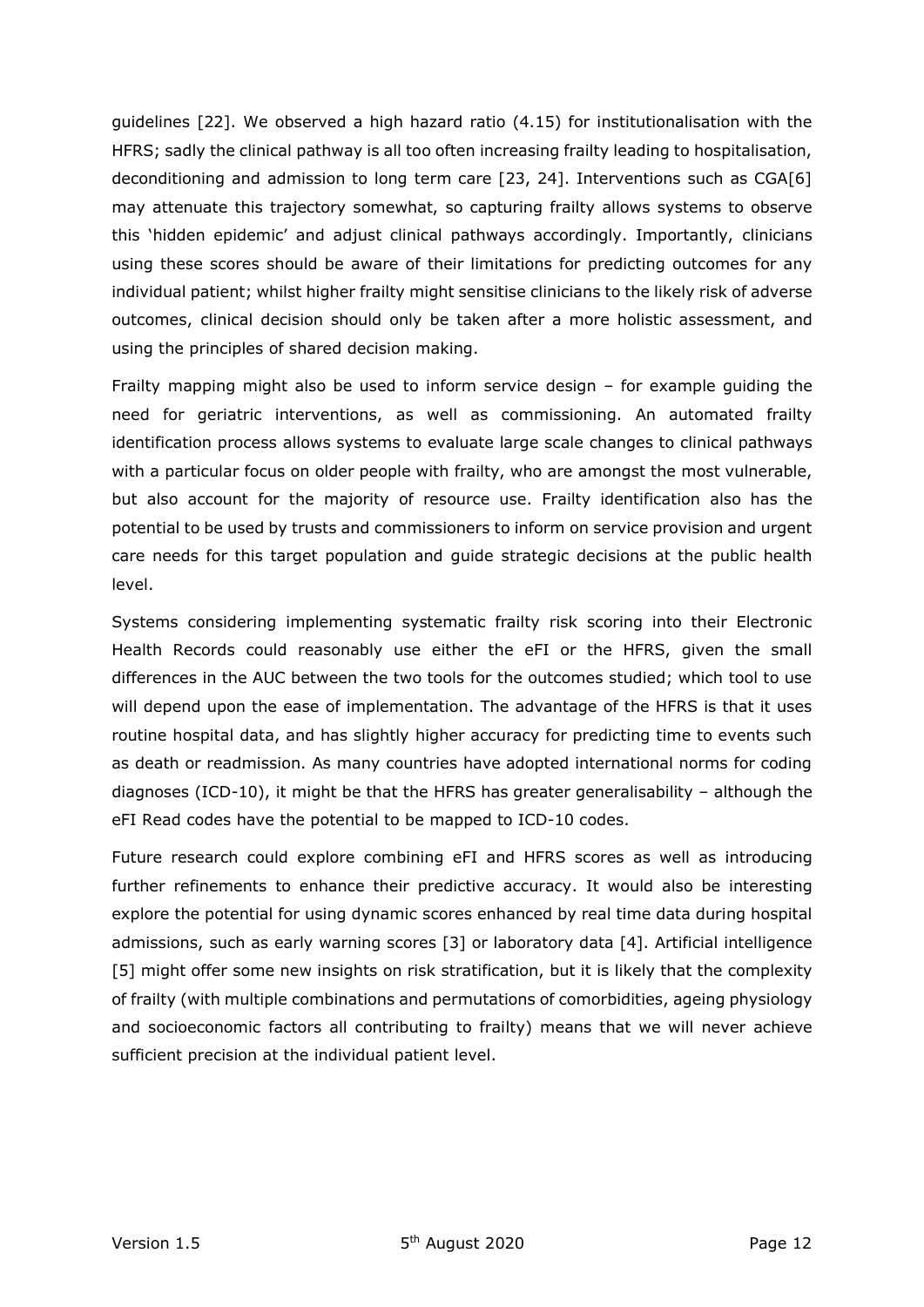guidelines [22]. We observed a high hazard ratio (4.15) for institutionalisation with the HFRS; sadly the clinical pathway is all too often increasing frailty leading to hospitalisation, deconditioning and admission to long term care [23, 24]. Interventions such as CGA[6] may attenuate this trajectory somewhat, so capturing frailty allows systems to observe this 'hidden epidemic' and adjust clinical pathways accordingly. Importantly, clinicians using these scores should be aware of their limitations for predicting outcomes for any individual patient; whilst higher frailty might sensitise clinicians to the likely risk of adverse outcomes, clinical decision should only be taken after a more holistic assessment, and using the principles of shared decision making.

Frailty mapping might also be used to inform service design – for example guiding the need for geriatric interventions, as well as commissioning. An automated frailty identification process allows systems to evaluate large scale changes to clinical pathways with a particular focus on older people with frailty, who are amongst the most vulnerable, but also account for the majority of resource use. Frailty identification also has the potential to be used by trusts and commissioners to inform on service provision and urgent care needs for this target population and guide strategic decisions at the public health level.

Systems considering implementing systematic frailty risk scoring into their Electronic Health Records could reasonably use either the eFI or the HFRS, given the small differences in the AUC between the two tools for the outcomes studied; which tool to use will depend upon the ease of implementation. The advantage of the HFRS is that it uses routine hospital data, and has slightly higher accuracy for predicting time to events such as death or readmission. As many countries have adopted international norms for coding diagnoses (ICD-10), it might be that the HFRS has greater generalisability – although the eFI Read codes have the potential to be mapped to ICD-10 codes.

Future research could explore combining eFI and HFRS scores as well as introducing further refinements to enhance their predictive accuracy. It would also be interesting explore the potential for using dynamic scores enhanced by real time data during hospital admissions, such as early warning scores [3] or laboratory data [4]. Artificial intelligence [5] might offer some new insights on risk stratification, but it is likely that the complexity of frailty (with multiple combinations and permutations of comorbidities, ageing physiology and socioeconomic factors all contributing to frailty) means that we will never achieve sufficient precision at the individual patient level.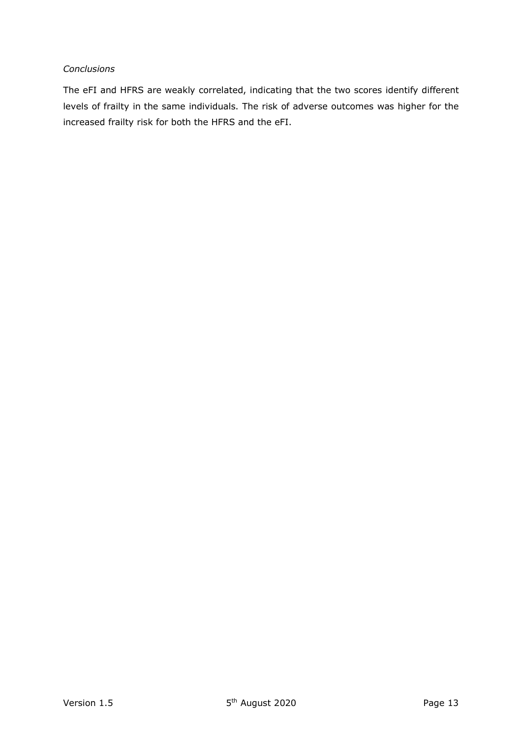*Conclusions*

The eFI and HFRS are weakly correlated, indicating that the two scores identify different levels of frailty in the same individuals. The risk of adverse outcomes was higher for the increased frailty risk for both the HFRS and the eFI.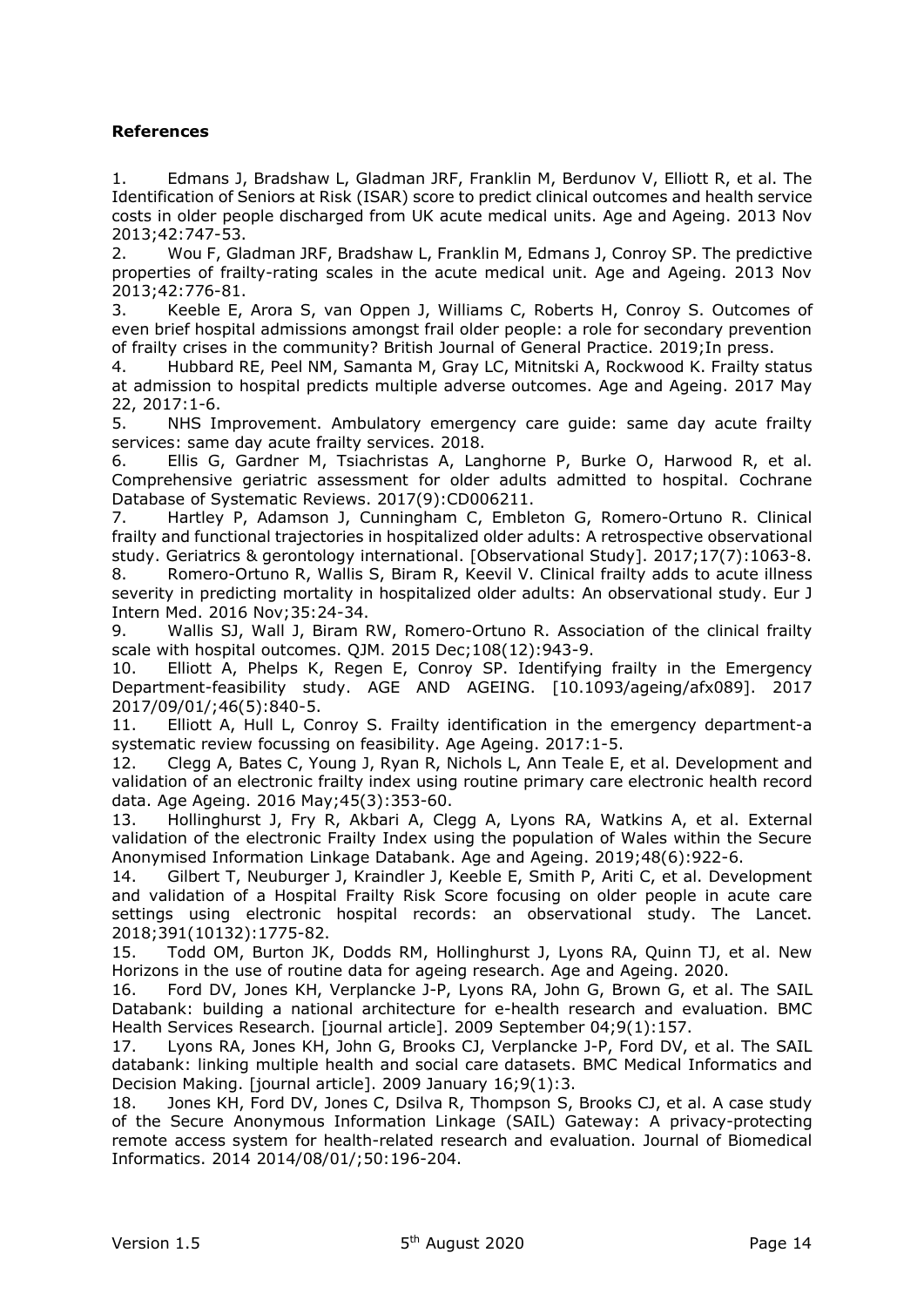**References**

1. Edmans J, Bradshaw L, Gladman JRF, Franklin M, Berdunov V, Elliott R, et al. The Identification of Seniors at Risk (ISAR) score to predict clinical outcomes and health service costs in older people discharged from UK acute medical units. Age and Ageing. 2013 Nov 2013;42:747-53.
2. Wou F, Gladman JRF, Bradshaw L, Franklin M, Edmans J, Conroy SP. The predictive properties of frailty-rating scales in the acute medical unit. Age and Ageing. 2013 Nov 2013;42:776-81.
3. Keeble E, Arora S, van Oppen J, Williams C, Roberts H, Conroy S. Outcomes of even brief hospital admissions amongst frail older people: a role for secondary prevention of frailty crises in the community? British Journal of General Practice. 2019;In press.
4. Hubbard RE, Peel NM, Samanta M, Gray LC, Mitnitski A, Rockwood K. Frailty status at admission to hospital predicts multiple adverse outcomes. Age and Ageing. 2017 May 22, 2017:1-6.
5. NHS Improvement. Ambulatory emergency care guide: same day acute frailty services: same day acute frailty services. 2018.
6. Ellis G, Gardner M, Tsiachristas A, Langhorne P, Burke O, Harwood R, et al. Comprehensive geriatric assessment for older adults admitted to hospital. Cochrane Database of Systematic Reviews. 2017(9):CD006211.
7. Hartley P, Adamson J, Cunningham C, Embleton G, Romero-Ortuno R. Clinical frailty and functional trajectories in hospitalized older adults: A retrospective observational study. Geriatrics & gerontology international. [Observational Study]. 2017;17(7):1063-8.
8. Romero-Ortuno R, Wallis S, Biram R, Keevil V. Clinical frailty adds to acute illness severity in predicting mortality in hospitalized older adults: An observational study. Eur J Intern Med. 2016 Nov;35:24-34.
9. Wallis SJ, Wall J, Biram RW, Romero-Ortuno R. Association of the clinical frailty scale with hospital outcomes. QJM. 2015 Dec;108(12):943-9.
10. Elliott A, Phelps K, Regen E, Conroy SP. Identifying frailty in the Emergency Department-feasibility study. AGE AND AGEING. [10.1093/ageing/afx089]. 2017 2017/09/01/;46(5):840-5.
11. Elliott A, Hull L, Conroy S. Frailty identification in the emergency department-a systematic review focussing on feasibility. Age Ageing. 2017:1-5.
12. Clegg A, Bates C, Young J, Ryan R, Nichols L, Ann Teale E, et al. Development and validation of an electronic frailty index using routine primary care electronic health record data. Age Ageing. 2016 May;45(3):353-60.
13. Hollinghurst J, Fry R, Akbari A, Clegg A, Lyons RA, Watkins A, et al. External validation of the electronic Frailty Index using the population of Wales within the Secure Anonymised Information Linkage Databank. Age and Ageing. 2019;48(6):922-6.
14. Gilbert T, Neuburger J, Kraindler J, Keeble E, Smith P, Ariti C, et al. Development and validation of a Hospital Frailty Risk Score focusing on older people in acute care settings using electronic hospital records: an observational study. The Lancet. 2018;391(10132):1775-82.
15. Todd OM, Burton JK, Dodds RM, Hollinghurst J, Lyons RA, Quinn TJ, et al. New Horizons in the use of routine data for ageing research. Age and Ageing. 2020.
16. Ford DV, Jones KH, Verplancke J-P, Lyons RA, John G, Brown G, et al. The SAIL Databank: building a national architecture for e-health research and evaluation. BMC Health Services Research. [journal article]. 2009 September 04;9(1):157.
17. Lyons RA, Jones KH, John G, Brooks CJ, Verplancke J-P, Ford DV, et al. The SAIL databank: linking multiple health and social care datasets. BMC Medical Informatics and Decision Making. [journal article]. 2009 January 16;9(1):3.
18. Jones KH, Ford DV, Jones C, Dsilva R, Thompson S, Brooks CJ, et al. A case study of the Secure Anonymous Information Linkage (SAIL) Gateway: A privacy-protecting remote access system for health-related research and evaluation. Journal of Biomedical Informatics. 2014 2014/08/01/;50:196-204.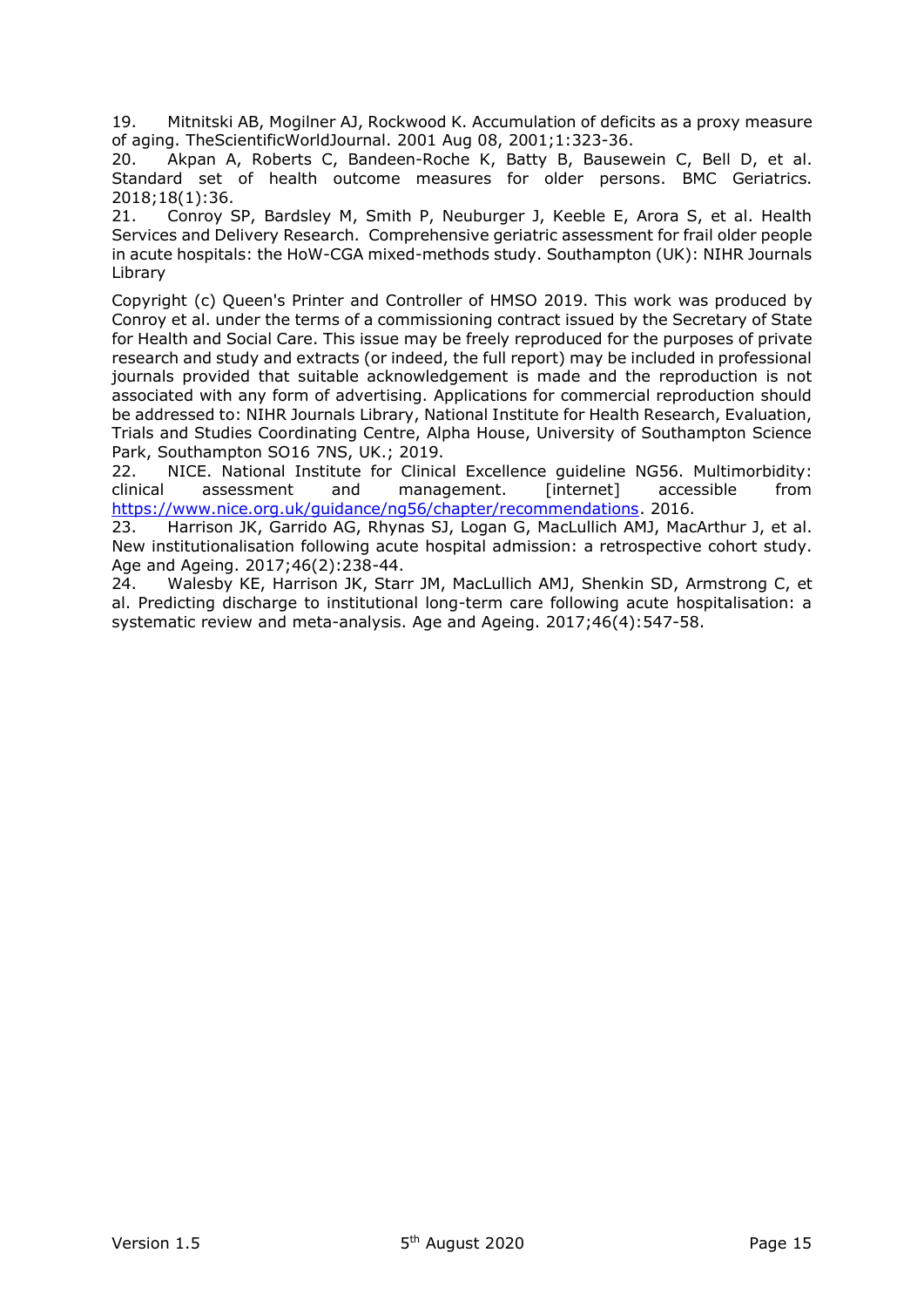19. Mitnitski AB, Mogilner AJ, Rockwood K. Accumulation of deficits as a proxy measure of aging. TheScientificWorldJournal. 2001 Aug 08, 2001;1:323-36.
20. Akpan A, Roberts C, Bandeen-Roche K, Batty B, Bausewein C, Bell D, et al. Standard set of health outcome measures for older persons. BMC Geriatrics. 2018;18(1):36.
21. Conroy SP, Bardsley M, Smith P, Neuburger J, Keeble E, Arora S, et al. Health Services and Delivery Research. Comprehensive geriatric assessment for frail older people in acute hospitals: the HoW-CGA mixed-methods study. Southampton (UK): NIHR Journals Library

Copyright (c) Queen's Printer and Controller of HMSO 2019. This work was produced by Conroy et al. under the terms of a commissioning contract issued by the Secretary of State for Health and Social Care. This issue may be freely reproduced for the purposes of private research and study and extracts (or indeed, the full report) may be included in professional journals provided that suitable acknowledgement is made and the reproduction is not associated with any form of advertising. Applications for commercial reproduction should be addressed to: NIHR Journals Library, National Institute for Health Research, Evaluation, Trials and Studies Coordinating Centre, Alpha House, University of Southampton Science Park, Southampton SO16 7NS, UK.; 2019.

22. NICE. National Institute for Clinical Excellence guideline NG56. Multimorbidity: clinical assessment and management. [internet] accessible from https://www.nice.org.uk/guidance/ng56/chapter/recommendations. 2016.
23. Harrison JK, Garrido AG, Rhynas SJ, Logan G, MacLullich AMJ, MacArthur J, et al. New institutionalisation following acute hospital admission: a retrospective cohort study. Age and Ageing. 2017;46(2):238-44.
24. Walesby KE, Harrison JK, Starr JM, MacLullich AMJ, Shenkin SD, Armstrong C, et al. Predicting discharge to institutional long-term care following acute hospitalisation: a systematic review and meta-analysis. Age and Ageing. 2017;46(4):547-58.